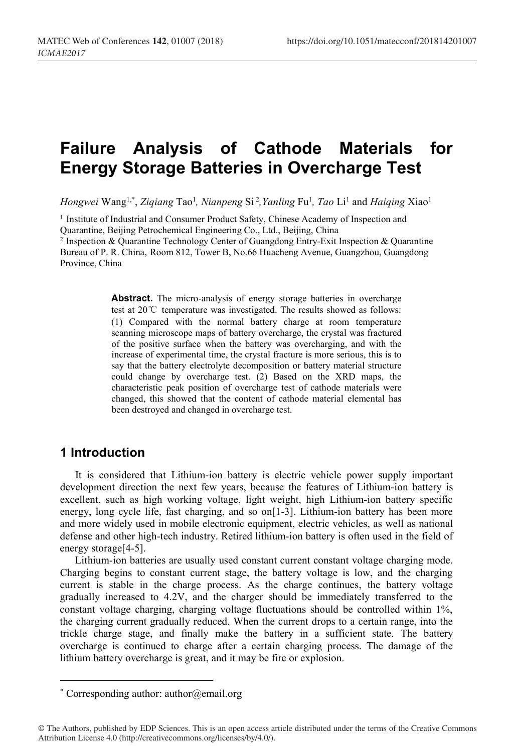# Failure Analysis of Cathode Materials for Energy Storage Batteries in Overcharge Test

*Hongwei* Wang[1,*], *Ziqiang* Tao[1], *Nianpeng* Si[2], *Yanling* Fu[1], *Tao* Li[1] and *Haiqing* Xiao[1]

[1] Institute of Industrial and Consumer Product Safety, Chinese Academy of Inspection and Quarantine, Beijing Petrochemical Engineering Co., Ltd., Beijing, China

[2] Inspection & Quarantine Technology Center of Guangdong Entry-Exit Inspection & Quarantine Bureau of P. R. China, Room 812, Tower B, No.66 Huacheng Avenue, Guangzhou, Guangdong Province, China

**Abstract.** The micro-analysis of energy storage batteries in overcharge test at 20℃ temperature was investigated. The results showed as follows: (1) Compared with the normal battery charge at room temperature scanning microscope maps of battery overcharge, the crystal was fractured of the positive surface when the battery was overcharging, and with the increase of experimental time, the crystal fracture is more serious, this is to say that the battery electrolyte decomposition or battery material structure could change by overcharge test. (2) Based on the XRD maps, the characteristic peak position of overcharge test of cathode materials were changed, this showed that the content of cathode material elemental has been destroyed and changed in overcharge test.

## 1 Introduction

It is considered that Lithium-ion battery is electric vehicle power supply important development direction the next few years, because the features of Lithium-ion battery is excellent, such as high working voltage, light weight, high Lithium-ion battery specific energy, long cycle life, fast charging, and so on[1-3]. Lithium-ion battery has been more and more widely used in mobile electronic equipment, electric vehicles, as well as national defense and other high-tech industry. Retired lithium-ion battery is often used in the field of energy storage[4-5].

Lithium-ion batteries are usually used constant current constant voltage charging mode. Charging begins to constant current stage, the battery voltage is low, and the charging current is stable in the charge process. As the charge continues, the battery voltage gradually increased to 4.2V, and the charger should be immediately transferred to the constant voltage charging, charging voltage fluctuations should be controlled within 1%, the charging current gradually reduced. When the current drops to a certain range, into the trickle charge stage, and finally make the battery in a sufficient state. The battery overcharge is continued to charge after a certain charging process. The damage of the lithium battery overcharge is great, and it may be fire or explosion.

* Corresponding author: author@email.org

© The Authors, published by EDP Sciences. This is an open access article distributed under the terms of the Creative Commons Attribution License 4.0 (http://creativecommons.org/licenses/by/4.0/).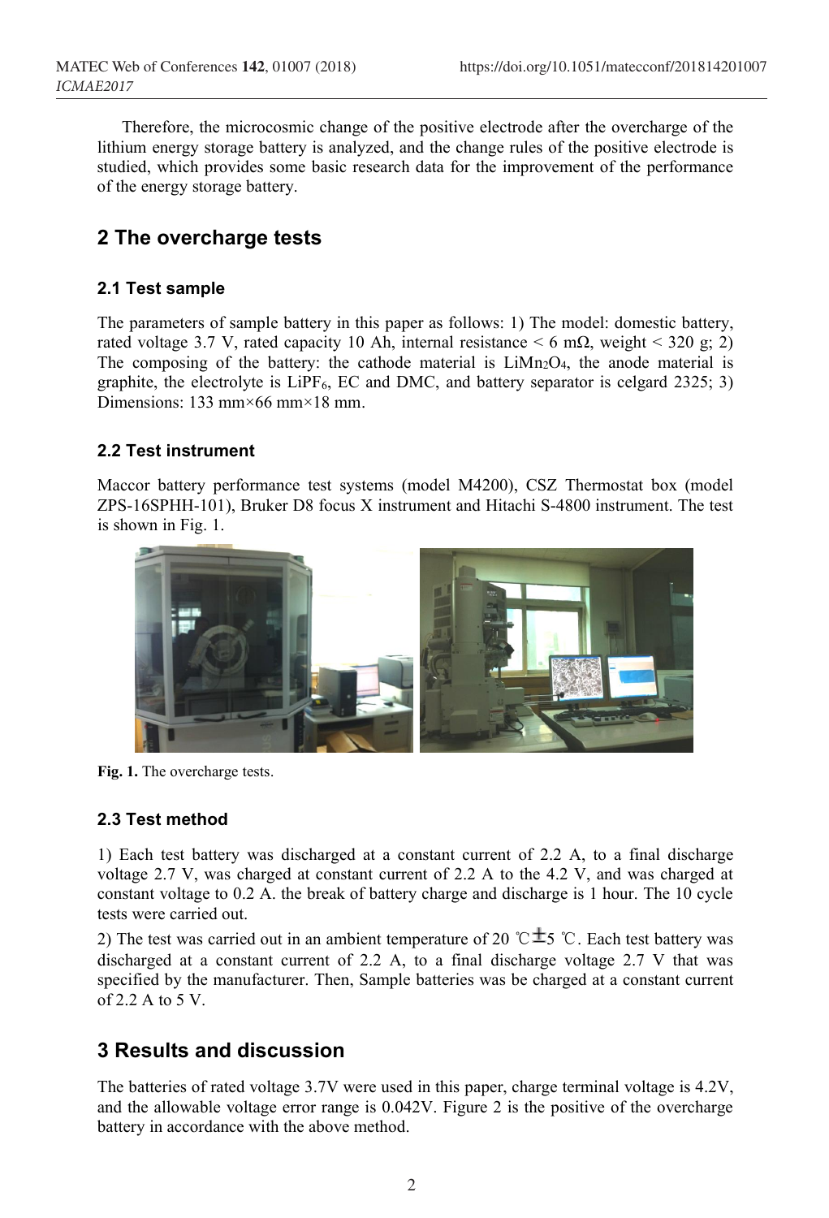Therefore, the microcosmic change of the positive electrode after the overcharge of the lithium energy storage battery is analyzed, and the change rules of the positive electrode is studied, which provides some basic research data for the improvement of the performance of the energy storage battery.

## 2 The overcharge tests

### 2.1 Test sample

The parameters of sample battery in this paper as follows: 1) The model: domestic battery, rated voltage 3.7 V, rated capacity 10 Ah, internal resistance < 6 mΩ, weight < 320 g; 2) The composing of the battery: the cathode material is $LiMn_2O_4$, the anode material is graphite, the electrolyte is $LiPF_6$, EC and DMC, and battery separator is celgard 2325; 3) Dimensions: 133 mm×66 mm×18 mm.

### 2.2 Test instrument

Maccor battery performance test systems (model M4200), CSZ Thermostat box (model ZPS-16SPHH-101), Bruker D8 focus X instrument and Hitachi S-4800 instrument. The test is shown in Fig. 1.

**Fig. 1.** The overcharge tests.

### 2.3 Test method

1) Each test battery was discharged at a constant current of 2.2 A, to a final discharge voltage 2.7 V, was charged at constant current of 2.2 A to the 4.2 V, and was charged at constant voltage to 0.2 A. the break of battery charge and discharge is 1 hour. The 10 cycle tests were carried out.

2) The test was carried out in an ambient temperature of 20 ℃±5 ℃. Each test battery was discharged at a constant current of 2.2 A, to a final discharge voltage 2.7 V that was specified by the manufacturer. Then, Sample batteries was be charged at a constant current of 2.2 A to 5 V.

## 3 Results and discussion

The batteries of rated voltage 3.7V were used in this paper, charge terminal voltage is 4.2V, and the allowable voltage error range is 0.042V. Figure 2 is the positive of the overcharge battery in accordance with the above method.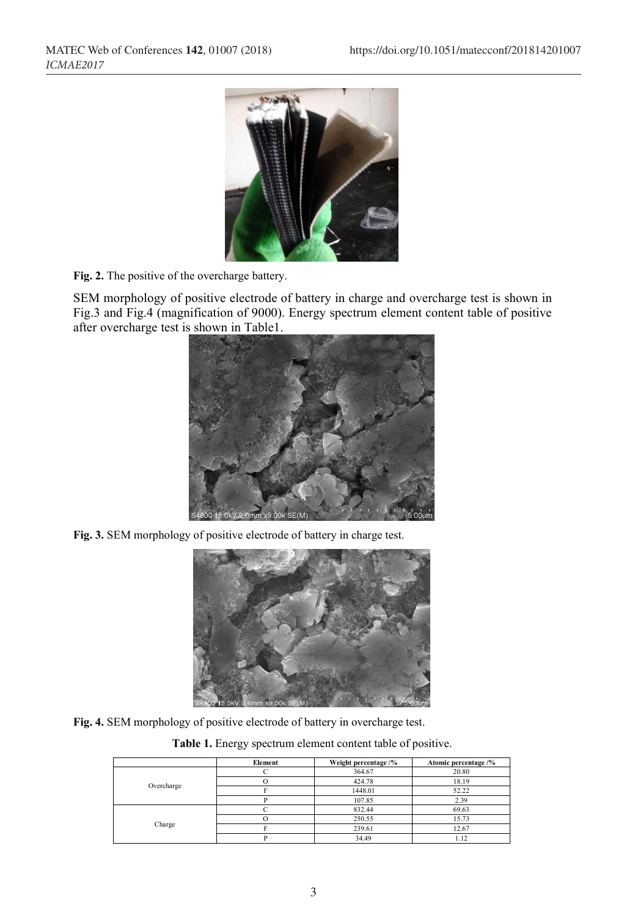**Fig. 2.** The positive of the overcharge battery.

SEM morphology of positive electrode of battery in charge and overcharge test is shown in Fig.3 and Fig.4 (magnification of 9000). Energy spectrum element content table of positive after overcharge test is shown in Table1.

**Fig. 3.** SEM morphology of positive electrode of battery in charge test.

**Fig. 4.** SEM morphology of positive electrode of battery in overcharge test.

**Table 1.** Energy spectrum element content table of positive.

| | Element | Weight percentage /% | Atomic percentage /% |
|---|---|---|---|
| Overcharge | C | 364.67 | 20.80 |
| | O | 424.78 | 18.19 |
| | F | 1448.01 | 52.22 |
| | P | 107.85 | 2.39 |
| Charge | C | 832.44 | 69.63 |
| | O | 250.55 | 15.73 |
| | F | 239.61 | 12.67 |
| | P | 34.49 | 1.12 |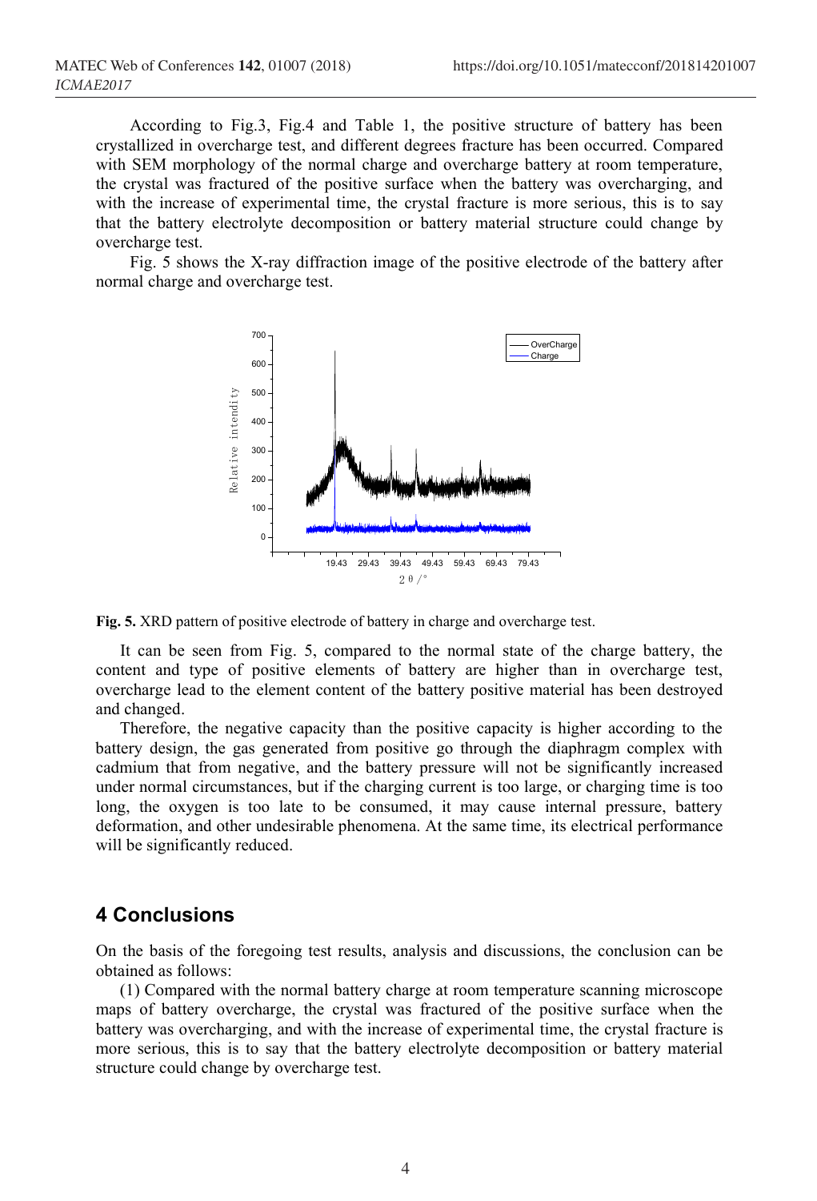According to Fig.3, Fig.4 and Table 1, the positive structure of battery has been crystallized in overcharge test, and different degrees fracture has been occurred. Compared with SEM morphology of the normal charge and overcharge battery at room temperature, the crystal was fractured of the positive surface when the battery was overcharging, and with the increase of experimental time, the crystal fracture is more serious, this is to say that the battery electrolyte decomposition or battery material structure could change by overcharge test.

Fig. 5 shows the X-ray diffraction image of the positive electrode of the battery after normal charge and overcharge test.

**Fig. 5.** XRD pattern of positive electrode of battery in charge and overcharge test.

It can be seen from Fig. 5, compared to the normal state of the charge battery, the content and type of positive elements of battery are higher than in overcharge test, overcharge lead to the element content of the battery positive material has been destroyed and changed.

Therefore, the negative capacity than the positive capacity is higher according to the battery design, the gas generated from positive go through the diaphragm complex with cadmium that from negative, and the battery pressure will not be significantly increased under normal circumstances, but if the charging current is too large, or charging time is too long, the oxygen is too late to be consumed, it may cause internal pressure, battery deformation, and other undesirable phenomena. At the same time, its electrical performance will be significantly reduced.

## 4 Conclusions

On the basis of the foregoing test results, analysis and discussions, the conclusion can be obtained as follows:

(1) Compared with the normal battery charge at room temperature scanning microscope maps of battery overcharge, the crystal was fractured of the positive surface when the battery was overcharging, and with the increase of experimental time, the crystal fracture is more serious, this is to say that the battery electrolyte decomposition or battery material structure could change by overcharge test.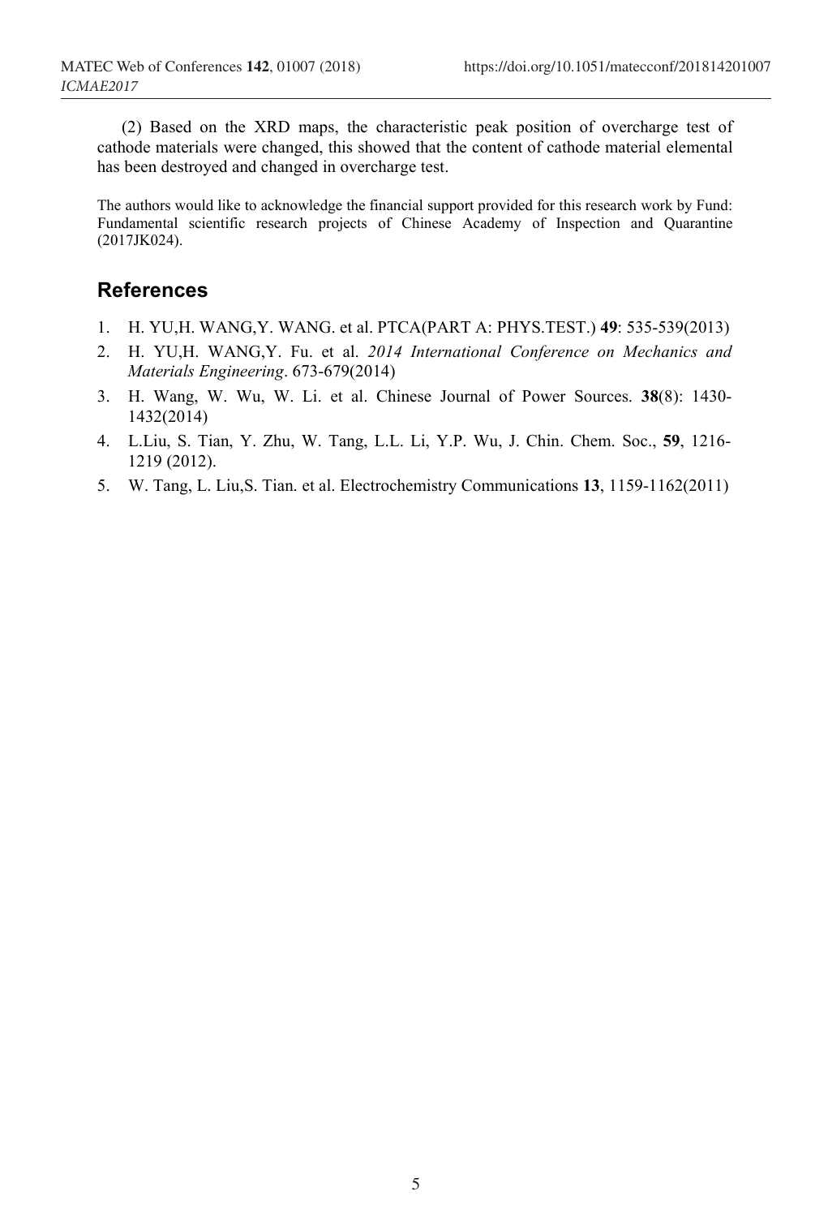(2) Based on the XRD maps, the characteristic peak position of overcharge test of cathode materials were changed, this showed that the content of cathode material elemental has been destroyed and changed in overcharge test.

The authors would like to acknowledge the financial support provided for this research work by Fund: Fundamental scientific research projects of Chinese Academy of Inspection and Quarantine (2017JK024).

## References

1. H. YU,H. WANG,Y. WANG. et al. PTCA(PART A: PHYS.TEST.) **49**: 535-539(2013)
2. H. YU,H. WANG,Y. Fu. et al. *2014 International Conference on Mechanics and Materials Engineering*. 673-679(2014)
3. H. Wang, W. Wu, W. Li. et al. Chinese Journal of Power Sources. **38**(8): 1430-1432(2014)
4. L.Liu, S. Tian, Y. Zhu, W. Tang, L.L. Li, Y.P. Wu, J. Chin. Chem. Soc., **59**, 1216-1219 (2012).
5. W. Tang, L. Liu,S. Tian. et al. Electrochemistry Communications **13**, 1159-1162(2011)